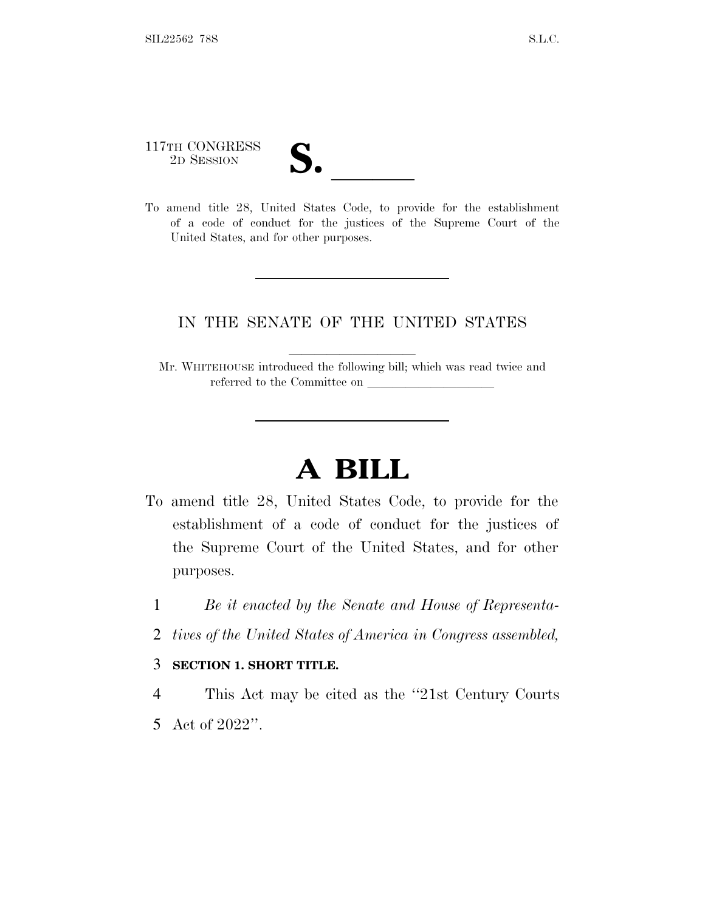117TH CONGRESS
2D SESSION

# S. \_\_\_\_\_\_

To amend title 28, United States Code, to provide for the establishment of a code of conduct for the justices of the Supreme Court of the United States, and for other purposes.

---

IN THE SENATE OF THE UNITED STATES

Mr. WHITEHOUSE introduced the following bill; which was read twice and referred to the Committee on \_\_\_\_\_\_\_\_\_\_\_\_\_\_\_\_\_\_\_\_

---

# A BILL

To amend title 28, United States Code, to provide for the establishment of a code of conduct for the justices of the Supreme Court of the United States, and for other purposes.

1 *Be it enacted by the Senate and House of Representa-*
2 *tives of the United States of America in Congress assembled,*

3 **SECTION 1. SHORT TITLE.**

4 This Act may be cited as the "21st Century Courts
5 Act of 2022".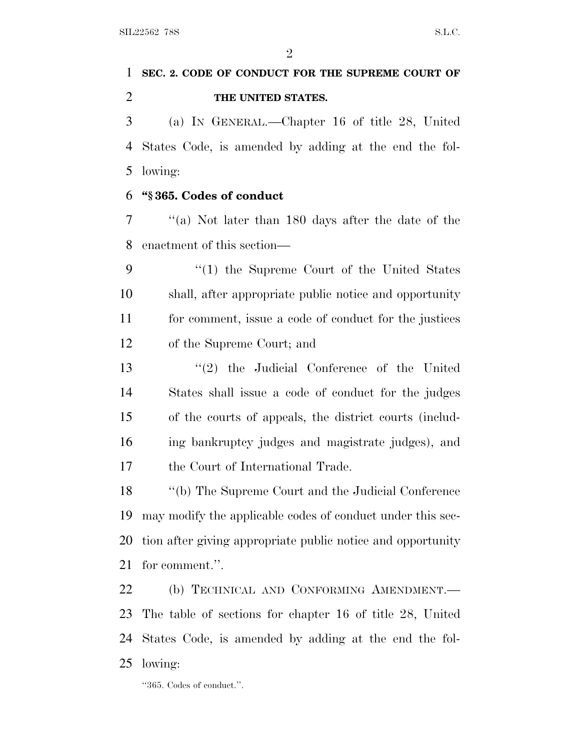**SEC. 2. CODE OF CONDUCT FOR THE SUPREME COURT OF THE UNITED STATES.**

(a) IN GENERAL.—Chapter 16 of title 28, United States Code, is amended by adding at the end the following:

**"§ 365. Codes of conduct**

"(a) Not later than 180 days after the date of the enactment of this section—

"(1) the Supreme Court of the United States shall, after appropriate public notice and opportunity for comment, issue a code of conduct for the justices of the Supreme Court; and

"(2) the Judicial Conference of the United States shall issue a code of conduct for the judges of the courts of appeals, the district courts (including bankruptcy judges and magistrate judges), and the Court of International Trade.

"(b) The Supreme Court and the Judicial Conference may modify the applicable codes of conduct under this section after giving appropriate public notice and opportunity for comment.".

(b) TECHNICAL AND CONFORMING AMENDMENT.—The table of sections for chapter 16 of title 28, United States Code, is amended by adding at the end the following:

"365. Codes of conduct.".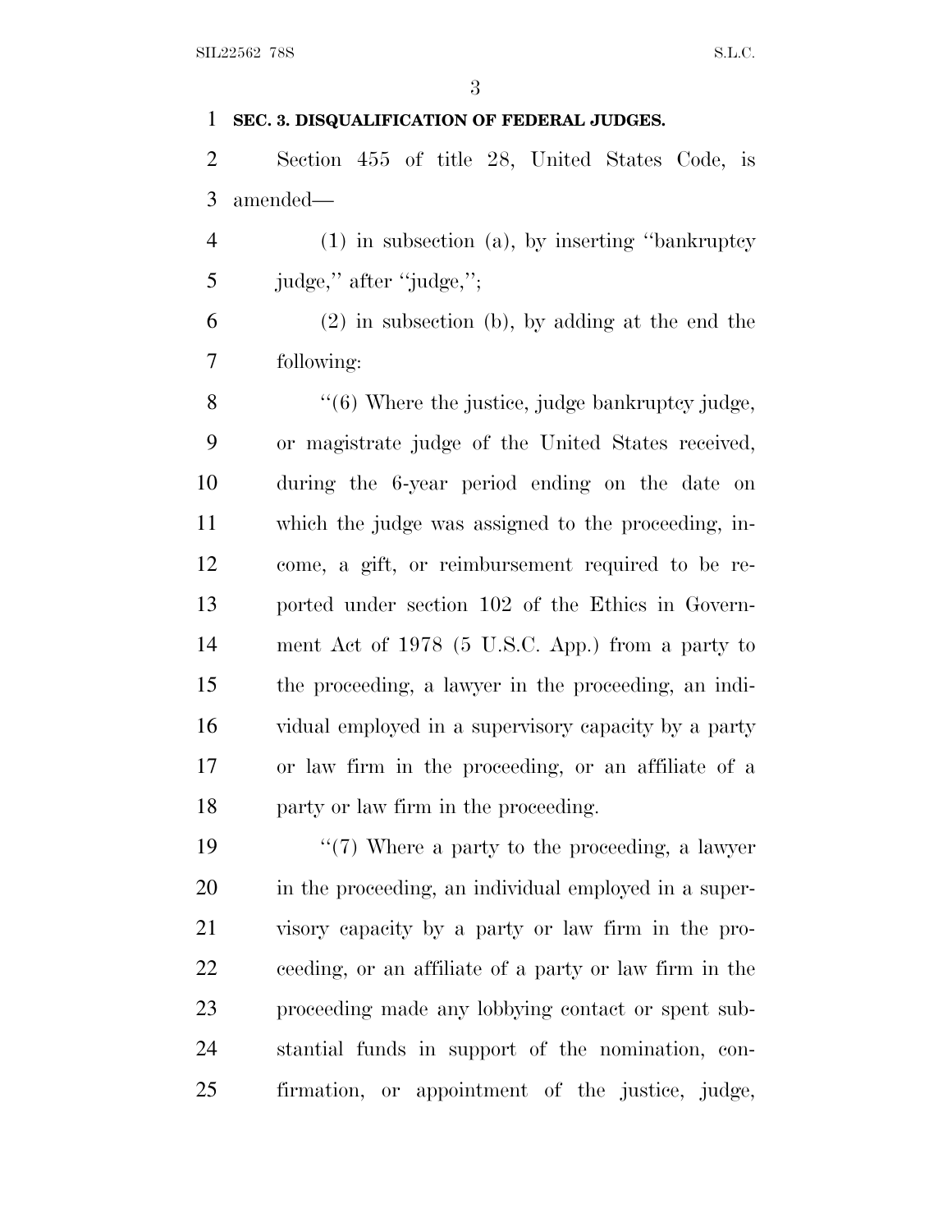**SEC. 3. DISQUALIFICATION OF FEDERAL JUDGES.**

Section 455 of title 28, United States Code, is amended—

(1) in subsection (a), by inserting "bankruptcy judge," after "judge,";

(2) in subsection (b), by adding at the end the following:

"(6) Where the justice, judge bankruptcy judge, or magistrate judge of the United States received, during the 6-year period ending on the date on which the judge was assigned to the proceeding, income, a gift, or reimbursement required to be reported under section 102 of the Ethics in Government Act of 1978 (5 U.S.C. App.) from a party to the proceeding, a lawyer in the proceeding, an individual employed in a supervisory capacity by a party or law firm in the proceeding, or an affiliate of a party or law firm in the proceeding.

"(7) Where a party to the proceeding, a lawyer in the proceeding, an individual employed in a supervisory capacity by a party or law firm in the proceeding, or an affiliate of a party or law firm in the proceeding made any lobbying contact or spent substantial funds in support of the nomination, confirmation, or appointment of the justice, judge,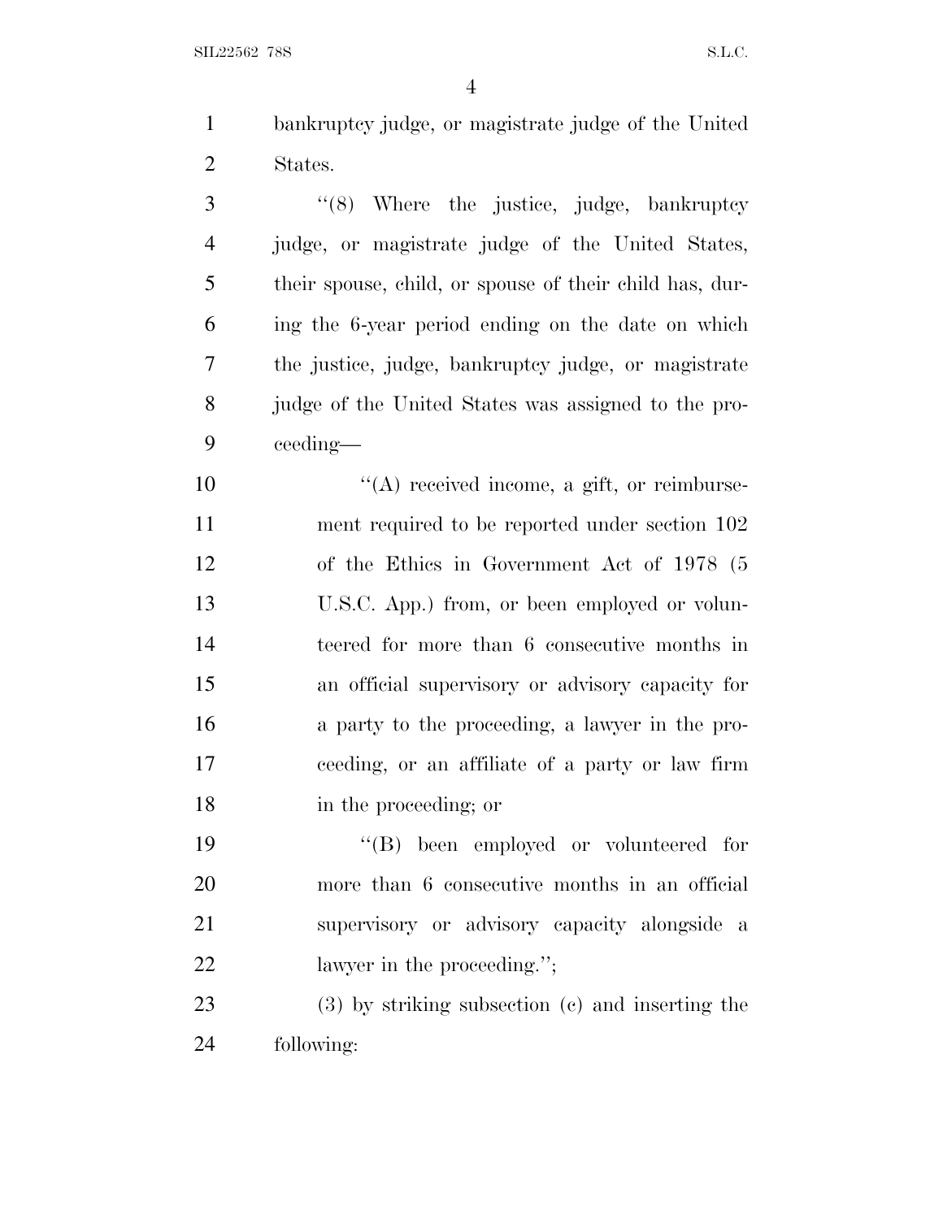bankruptcy judge, or magistrate judge of the United States.

"(8) Where the justice, judge, bankruptcy judge, or magistrate judge of the United States, their spouse, child, or spouse of their child has, during the 6-year period ending on the date on which the justice, judge, bankruptcy judge, or magistrate judge of the United States was assigned to the proceeding—

"(A) received income, a gift, or reimbursement required to be reported under section 102 of the Ethics in Government Act of 1978 (5 U.S.C. App.) from, or been employed or volunteered for more than 6 consecutive months in an official supervisory or advisory capacity for a party to the proceeding, a lawyer in the proceeding, or an affiliate of a party or law firm in the proceeding; or

"(B) been employed or volunteered for more than 6 consecutive months in an official supervisory or advisory capacity alongside a lawyer in the proceeding.";

(3) by striking subsection (c) and inserting the following: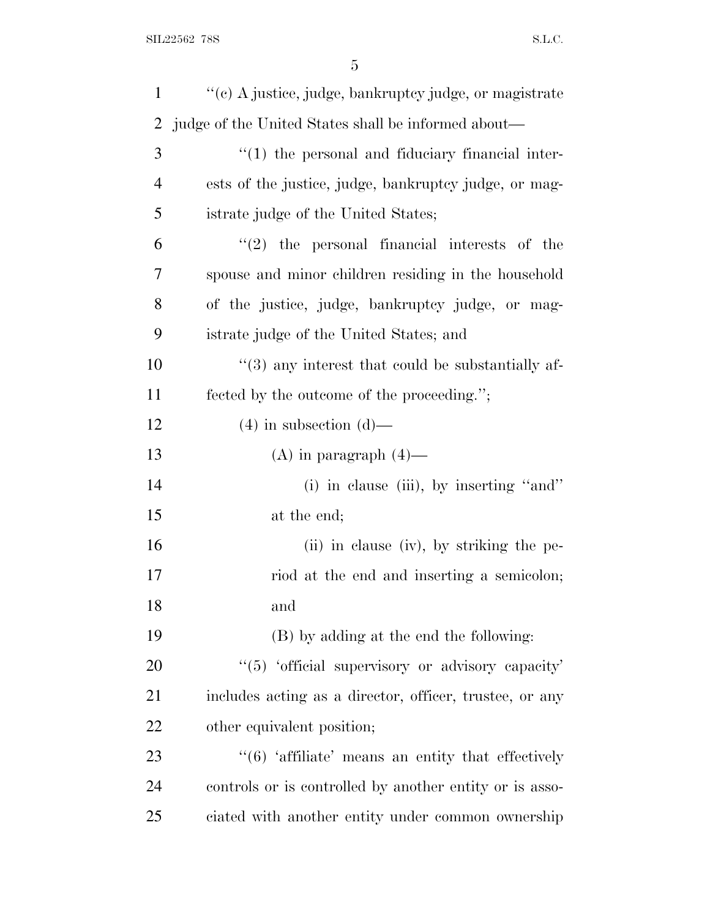''(c) A justice, judge, bankruptcy judge, or magistrate judge of the United States shall be informed about—

''(1) the personal and fiduciary financial interests of the justice, judge, bankruptcy judge, or magistrate judge of the United States;

''(2) the personal financial interests of the spouse and minor children residing in the household of the justice, judge, bankruptcy judge, or magistrate judge of the United States; and

''(3) any interest that could be substantially affected by the outcome of the proceeding.'';

(4) in subsection (d)—

(A) in paragraph (4)—

(i) in clause (iii), by inserting ''and'' at the end;

(ii) in clause (iv), by striking the period at the end and inserting a semicolon; and

(B) by adding at the end the following:

''(5) 'official supervisory or advisory capacity' includes acting as a director, officer, trustee, or any other equivalent position;

''(6) 'affiliate' means an entity that effectively controls or is controlled by another entity or is associated with another entity under common ownership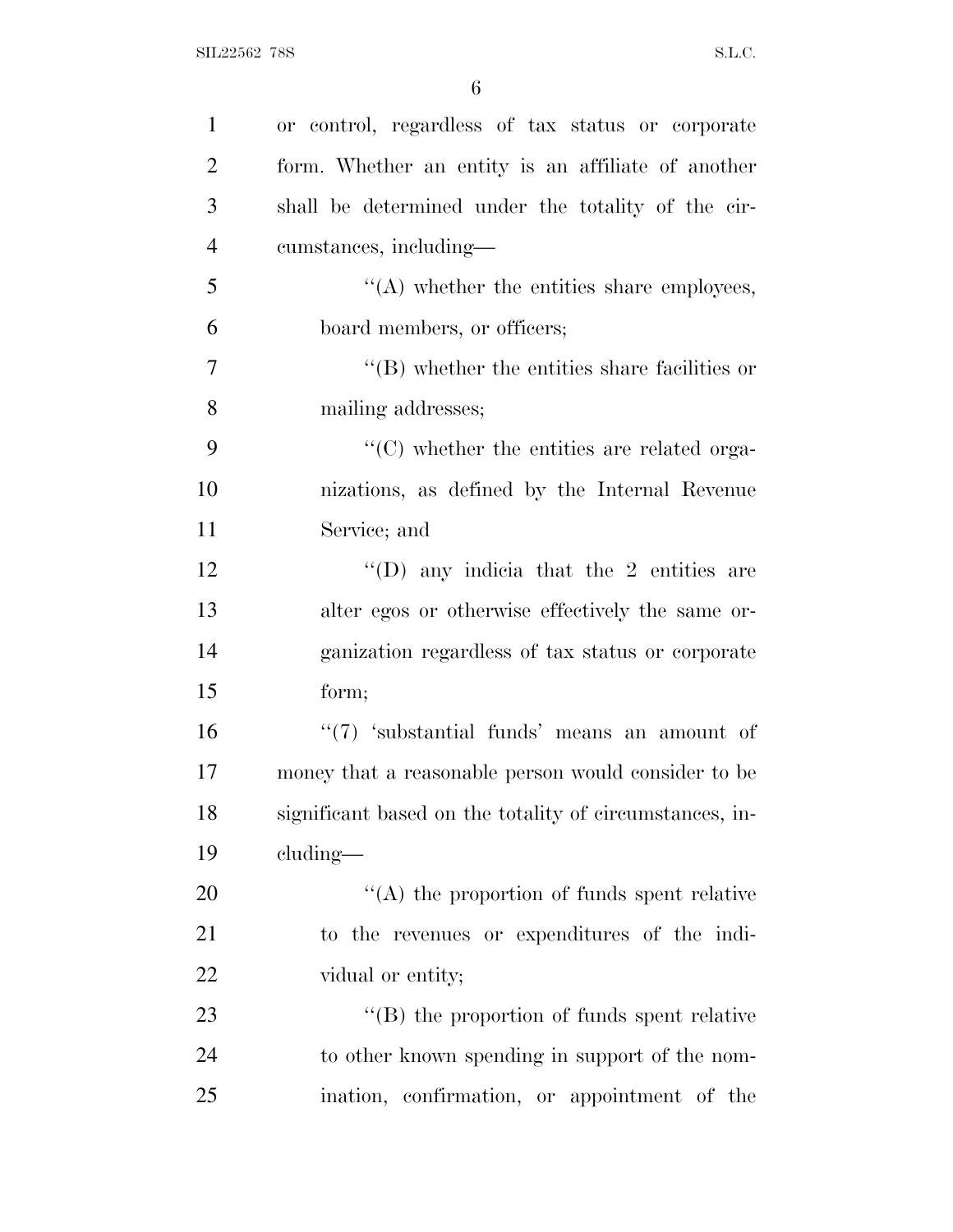or control, regardless of tax status or corporate form. Whether an entity is an affiliate of another shall be determined under the totality of the circumstances, including—

''(A) whether the entities share employees, board members, or officers;

''(B) whether the entities share facilities or mailing addresses;

''(C) whether the entities are related organizations, as defined by the Internal Revenue Service; and

''(D) any indicia that the 2 entities are alter egos or otherwise effectively the same organization regardless of tax status or corporate form;

''(7) 'substantial funds' means an amount of money that a reasonable person would consider to be significant based on the totality of circumstances, including—

''(A) the proportion of funds spent relative to the revenues or expenditures of the individual or entity;

''(B) the proportion of funds spent relative to other known spending in support of the nomination, confirmation, or appointment of the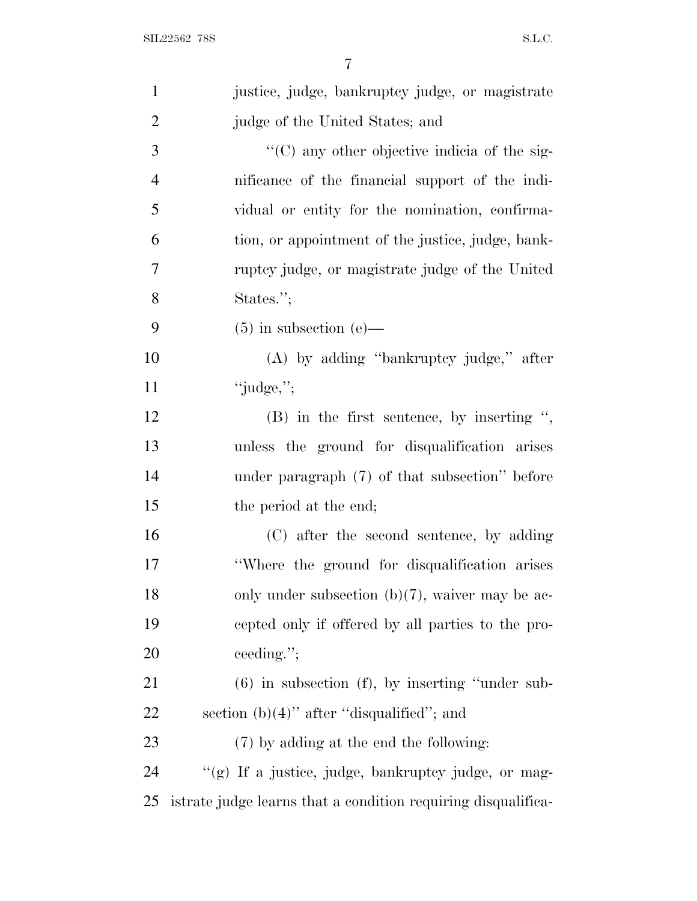justice, judge, bankruptcy judge, or magistrate judge of the United States; and

"(C) any other objective indicia of the significance of the financial support of the individual or entity for the nomination, confirmation, or appointment of the justice, judge, bankruptcy judge, or magistrate judge of the United States.";

(5) in subsection (e)—

(A) by adding "bankruptcy judge," after "judge,";

(B) in the first sentence, by inserting ", unless the ground for disqualification arises under paragraph (7) of that subsection" before the period at the end;

(C) after the second sentence, by adding "Where the ground for disqualification arises only under subsection (b)(7), waiver may be accepted only if offered by all parties to the proceeding.";

(6) in subsection (f), by inserting "under subsection (b)(4)" after "disqualified"; and

(7) by adding at the end the following:

"(g) If a justice, judge, bankruptcy judge, or magistrate judge learns that a condition requiring disqualifica-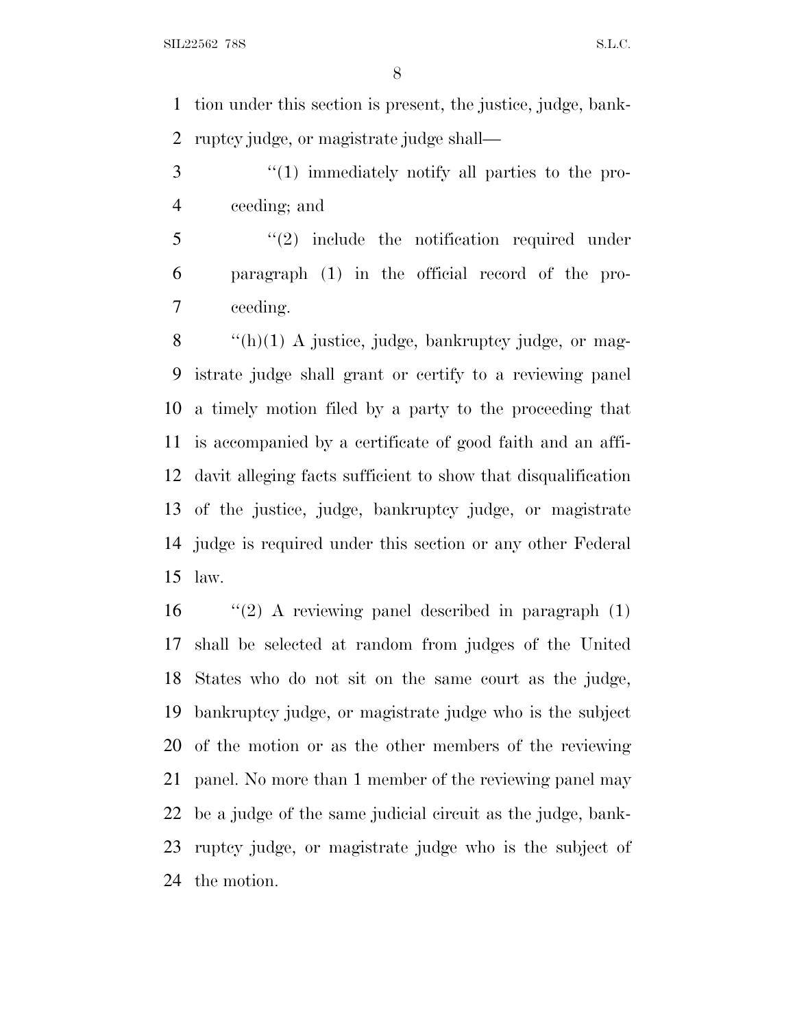tion under this section is present, the justice, judge, bankruptcy judge, or magistrate judge shall—

"(1) immediately notify all parties to the proceeding; and

"(2) include the notification required under paragraph (1) in the official record of the proceeding.

"(h)(1) A justice, judge, bankruptcy judge, or magistrate judge shall grant or certify to a reviewing panel a timely motion filed by a party to the proceeding that is accompanied by a certificate of good faith and an affidavit alleging facts sufficient to show that disqualification of the justice, judge, bankruptcy judge, or magistrate judge is required under this section or any other Federal law.

"(2) A reviewing panel described in paragraph (1) shall be selected at random from judges of the United States who do not sit on the same court as the judge, bankruptcy judge, or magistrate judge who is the subject of the motion or as the other members of the reviewing panel. No more than 1 member of the reviewing panel may be a judge of the same judicial circuit as the judge, bankruptcy judge, or magistrate judge who is the subject of the motion.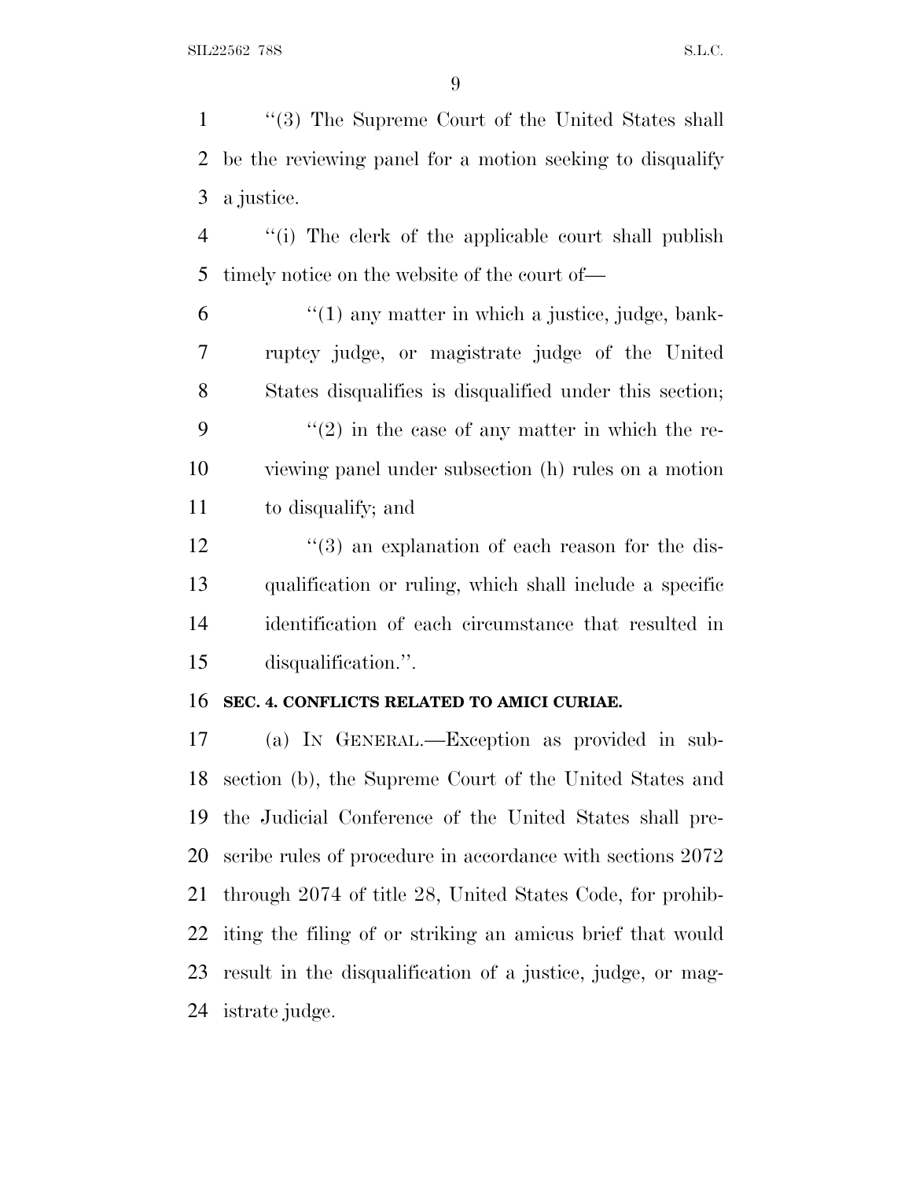"(3) The Supreme Court of the United States shall be the reviewing panel for a motion seeking to disqualify a justice.

"(i) The clerk of the applicable court shall publish timely notice on the website of the court of—

"(1) any matter in which a justice, judge, bankruptcy judge, or magistrate judge of the United States disqualifies is disqualified under this section;

"(2) in the case of any matter in which the reviewing panel under subsection (h) rules on a motion to disqualify; and

"(3) an explanation of each reason for the disqualification or ruling, which shall include a specific identification of each circumstance that resulted in disqualification.".

**SEC. 4. CONFLICTS RELATED TO AMICI CURIAE.**

(a) IN GENERAL.—Exception as provided in subsection (b), the Supreme Court of the United States and the Judicial Conference of the United States shall prescribe rules of procedure in accordance with sections 2072 through 2074 of title 28, United States Code, for prohibiting the filing of or striking an amicus brief that would result in the disqualification of a justice, judge, or magistrate judge.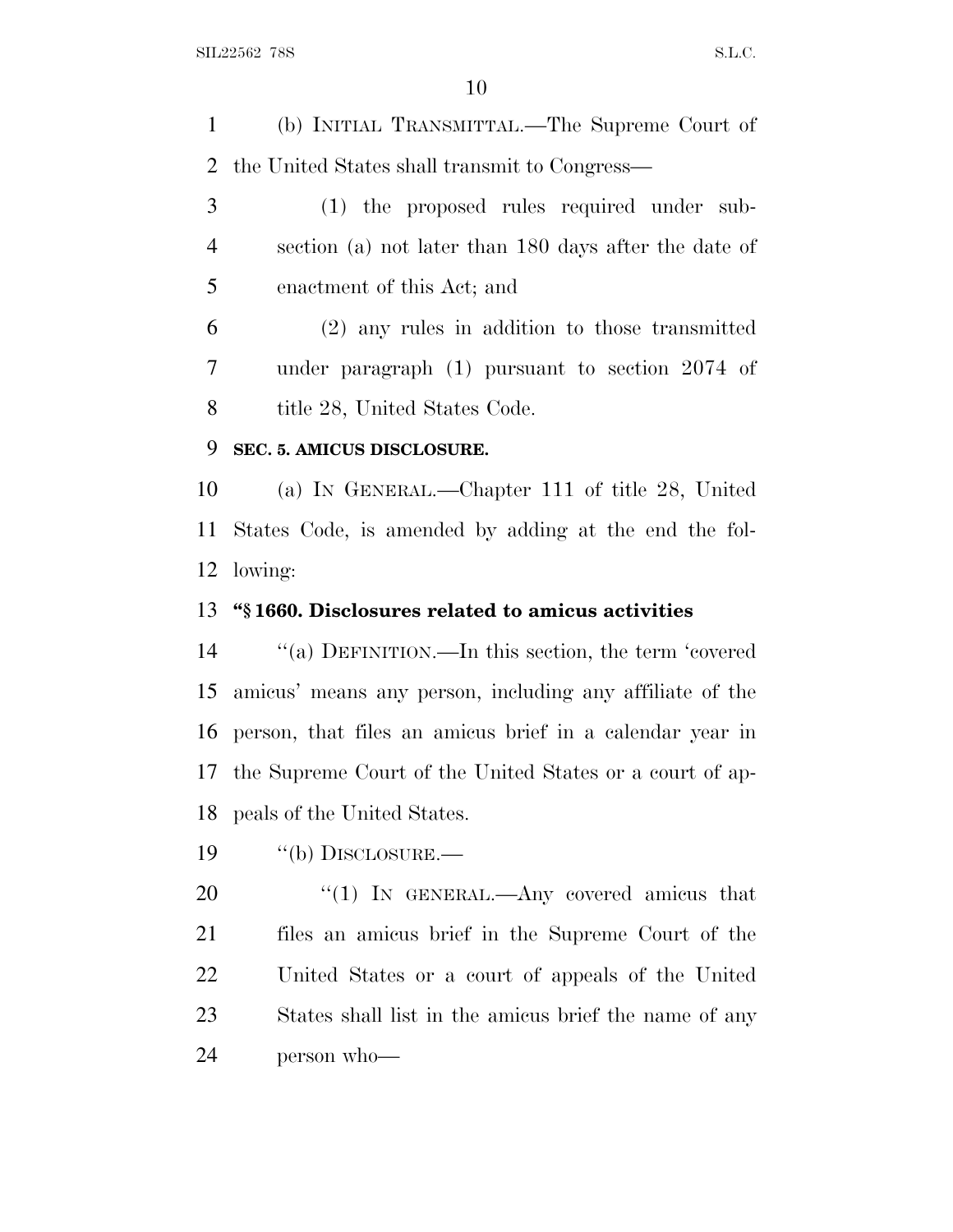(b) INITIAL TRANSMITTAL.—The Supreme Court of the United States shall transmit to Congress—

(1) the proposed rules required under subsection (a) not later than 180 days after the date of enactment of this Act; and

(2) any rules in addition to those transmitted under paragraph (1) pursuant to section 2074 of title 28, United States Code.

**SEC. 5. AMICUS DISCLOSURE.**

(a) IN GENERAL.—Chapter 111 of title 28, United States Code, is amended by adding at the end the following:

**"§ 1660. Disclosures related to amicus activities**

"(a) DEFINITION.—In this section, the term 'covered amicus' means any person, including any affiliate of the person, that files an amicus brief in a calendar year in the Supreme Court of the United States or a court of appeals of the United States.

"(b) DISCLOSURE.—

"(1) IN GENERAL.—Any covered amicus that files an amicus brief in the Supreme Court of the United States or a court of appeals of the United States shall list in the amicus brief the name of any person who—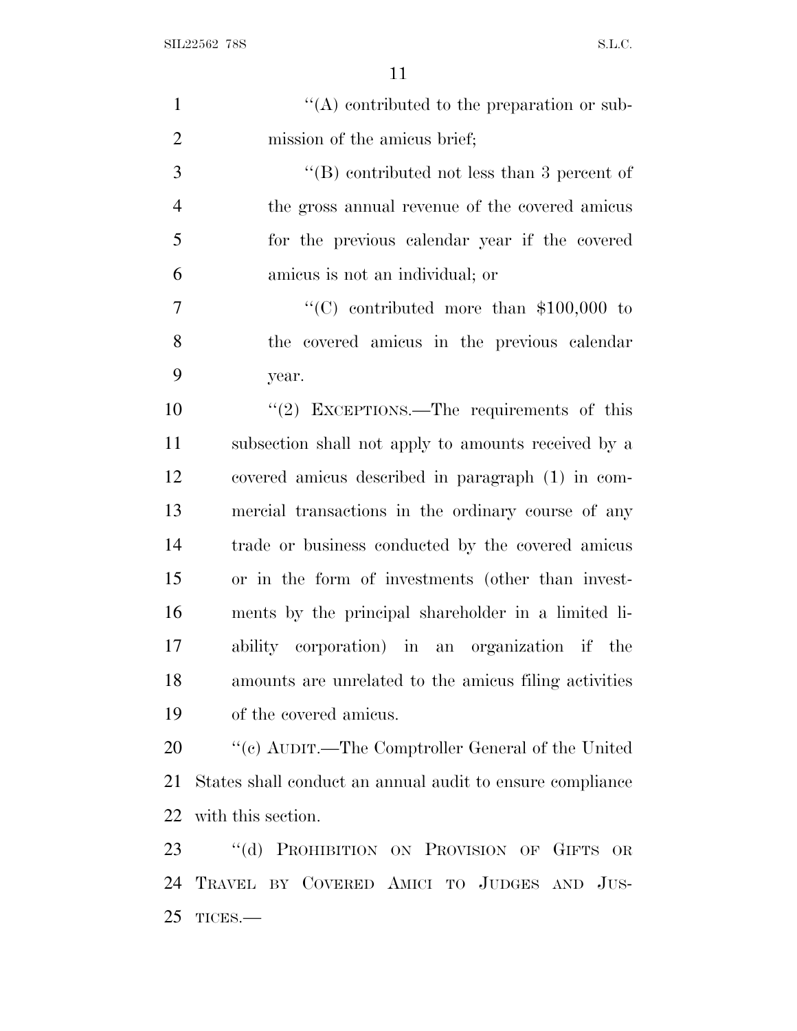"(A) contributed to the preparation or submission of the amicus brief;

"(B) contributed not less than 3 percent of the gross annual revenue of the covered amicus for the previous calendar year if the covered amicus is not an individual; or

"(C) contributed more than $100,000 to the covered amicus in the previous calendar year.

"(2) EXCEPTIONS.—The requirements of this subsection shall not apply to amounts received by a covered amicus described in paragraph (1) in commercial transactions in the ordinary course of any trade or business conducted by the covered amicus or in the form of investments (other than investments by the principal shareholder in a limited liability corporation) in an organization if the amounts are unrelated to the amicus filing activities of the covered amicus.

"(c) AUDIT.—The Comptroller General of the United States shall conduct an annual audit to ensure compliance with this section.

"(d) PROHIBITION ON PROVISION OF GIFTS OR TRAVEL BY COVERED AMICI TO JUDGES AND JUSTICES.—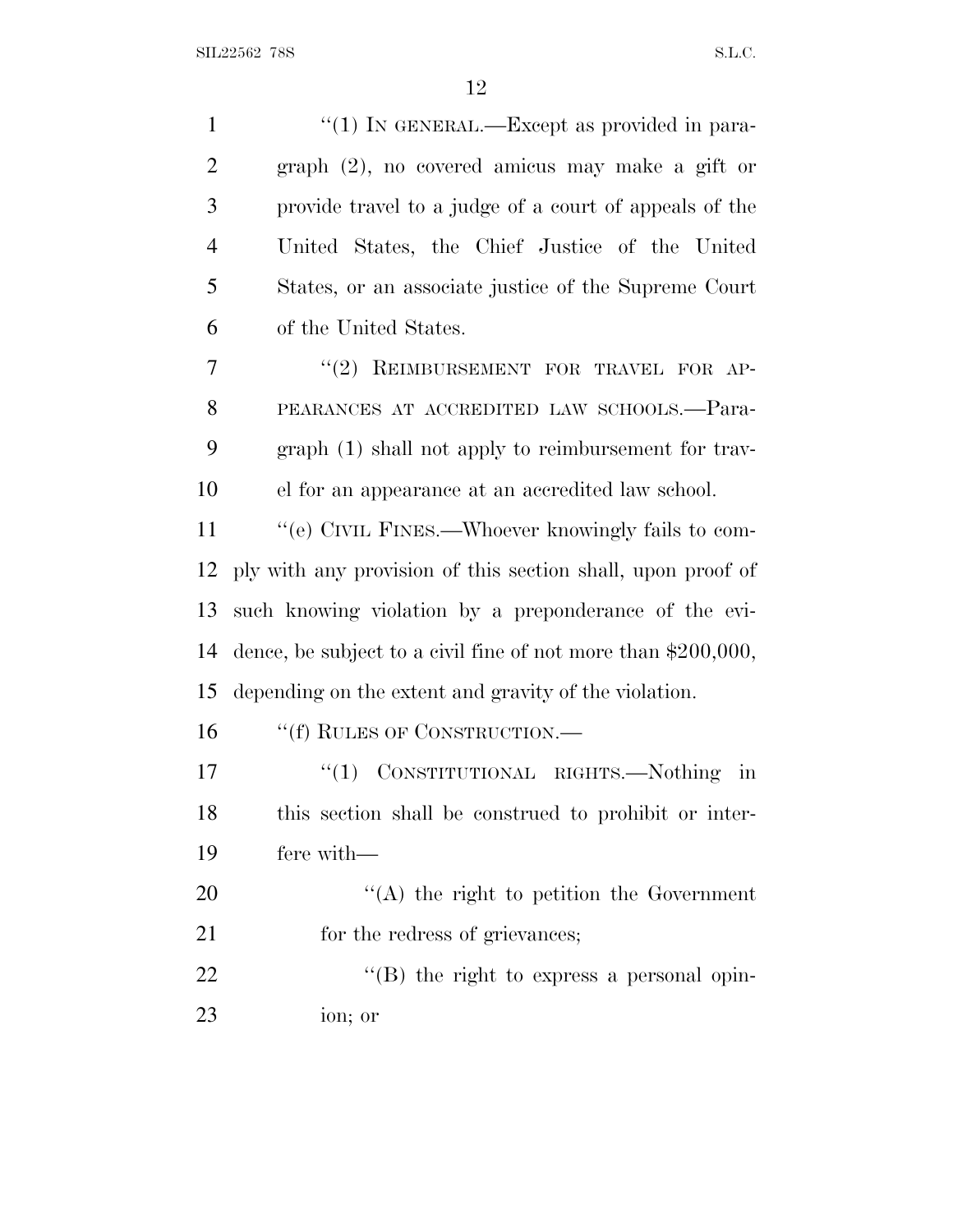''(1) IN GENERAL.—Except as provided in paragraph (2), no covered amicus may make a gift or provide travel to a judge of a court of appeals of the United States, the Chief Justice of the United States, or an associate justice of the Supreme Court of the United States.

''(2) REIMBURSEMENT FOR TRAVEL FOR APPEARANCES AT ACCREDITED LAW SCHOOLS.—Paragraph (1) shall not apply to reimbursement for travel for an appearance at an accredited law school.

''(e) CIVIL FINES.—Whoever knowingly fails to comply with any provision of this section shall, upon proof of such knowing violation by a preponderance of the evidence, be subject to a civil fine of not more than $200,000, depending on the extent and gravity of the violation.

''(f) RULES OF CONSTRUCTION.—

''(1) CONSTITUTIONAL RIGHTS.—Nothing in this section shall be construed to prohibit or interfere with—

''(A) the right to petition the Government for the redress of grievances;

''(B) the right to express a personal opinion; or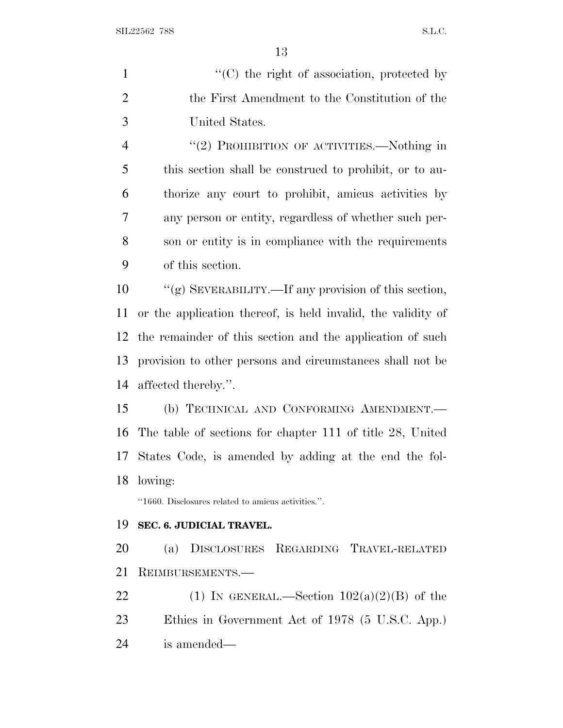"(C) the right of association, protected by the First Amendment to the Constitution of the United States.

"(2) PROHIBITION OF ACTIVITIES.—Nothing in this section shall be construed to prohibit, or to authorize any court to prohibit, amicus activities by any person or entity, regardless of whether such person or entity is in compliance with the requirements of this section.

"(g) SEVERABILITY.—If any provision of this section, or the application thereof, is held invalid, the validity of the remainder of this section and the application of such provision to other persons and circumstances shall not be affected thereby.".

(b) TECHNICAL AND CONFORMING AMENDMENT.—The table of sections for chapter 111 of title 28, United States Code, is amended by adding at the end the following:

"1660. Disclosures related to amicus activities.".

**SEC. 6. JUDICIAL TRAVEL.**

(a) DISCLOSURES REGARDING TRAVEL-RELATED REIMBURSEMENTS.—

(1) IN GENERAL.—Section 102(a)(2)(B) of the Ethics in Government Act of 1978 (5 U.S.C. App.) is amended—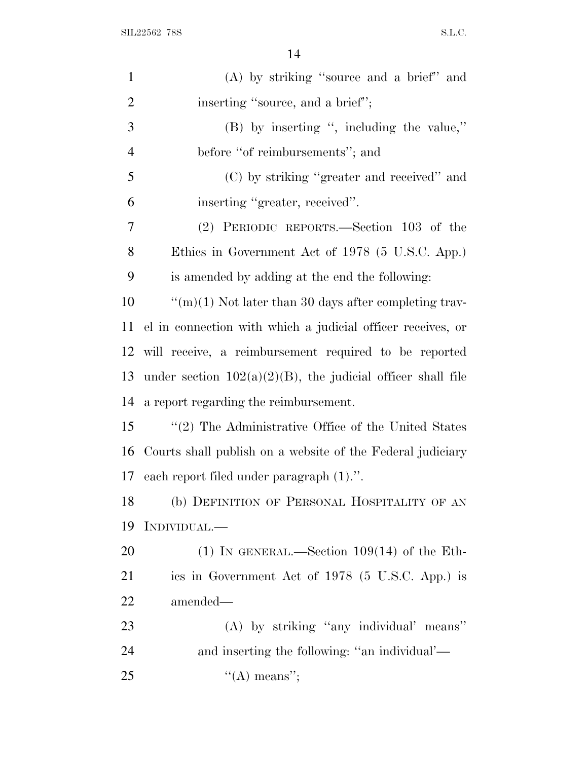(A) by striking "source and a brief" and inserting "source, and a brief";

(B) by inserting ", including the value," before "of reimbursements"; and

(C) by striking "greater and received" and inserting "greater, received".

(2) PERIODIC REPORTS.—Section 103 of the Ethics in Government Act of 1978 (5 U.S.C. App.) is amended by adding at the end the following:

"(m)(1) Not later than 30 days after completing travel in connection with which a judicial officer receives, or will receive, a reimbursement required to be reported under section 102(a)(2)(B), the judicial officer shall file a report regarding the reimbursement.

"(2) The Administrative Office of the United States Courts shall publish on a website of the Federal judiciary each report filed under paragraph (1).".

(b) DEFINITION OF PERSONAL HOSPITALITY OF AN INDIVIDUAL.—

(1) IN GENERAL.—Section 109(14) of the Ethics in Government Act of 1978 (5 U.S.C. App.) is amended—

(A) by striking "any individual' means" and inserting the following: "an individual'—

"(A) means";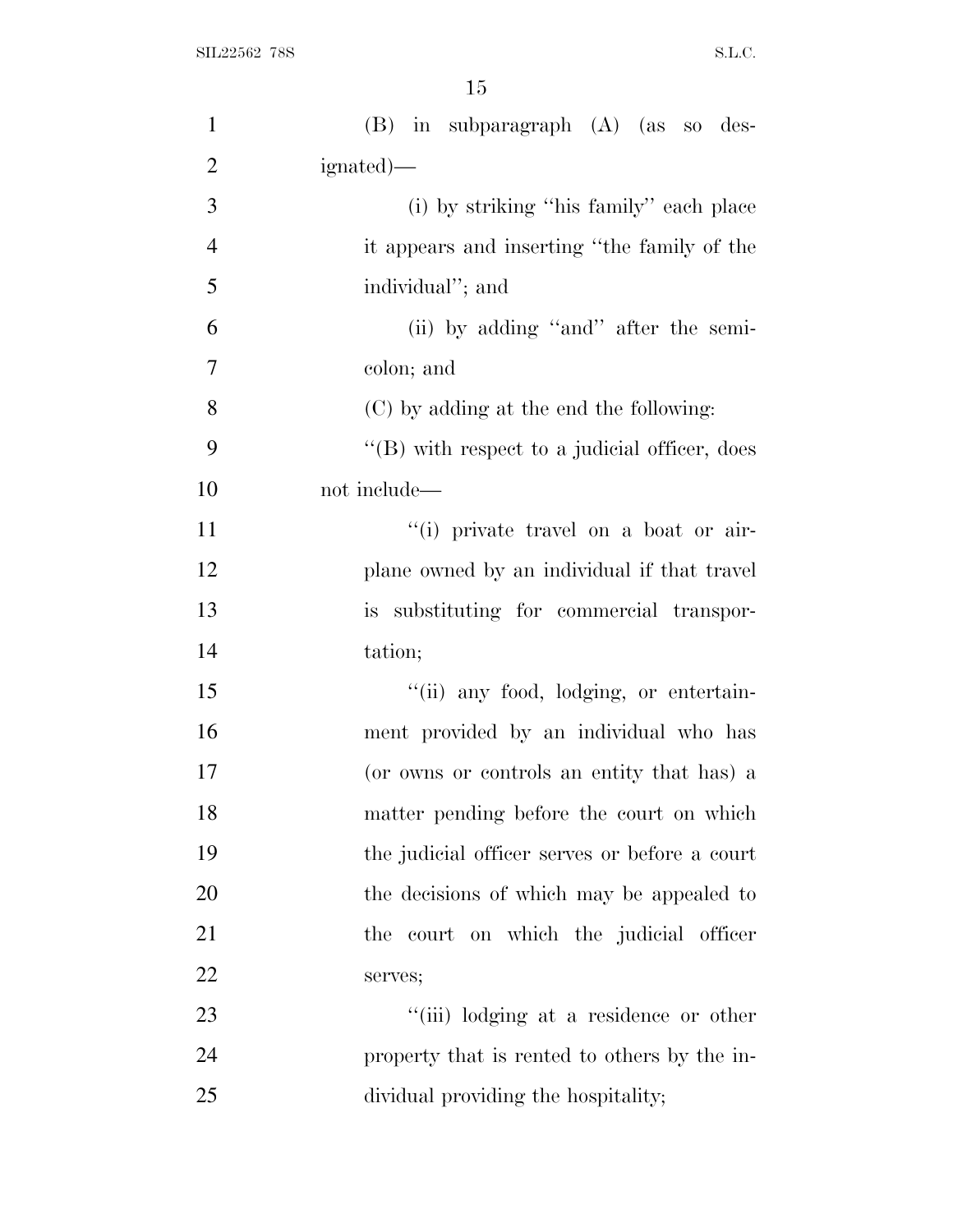(B) in subparagraph (A) (as so designated)—

(i) by striking ''his family'' each place it appears and inserting ''the family of the individual''; and

(ii) by adding ''and'' after the semicolon; and

(C) by adding at the end the following:

''(B) with respect to a judicial officer, does not include—

''(i) private travel on a boat or airplane owned by an individual if that travel is substituting for commercial transportation;

''(ii) any food, lodging, or entertainment provided by an individual who has (or owns or controls an entity that has) a matter pending before the court on which the judicial officer serves or before a court the decisions of which may be appealed to the court on which the judicial officer serves;

''(iii) lodging at a residence or other property that is rented to others by the individual providing the hospitality;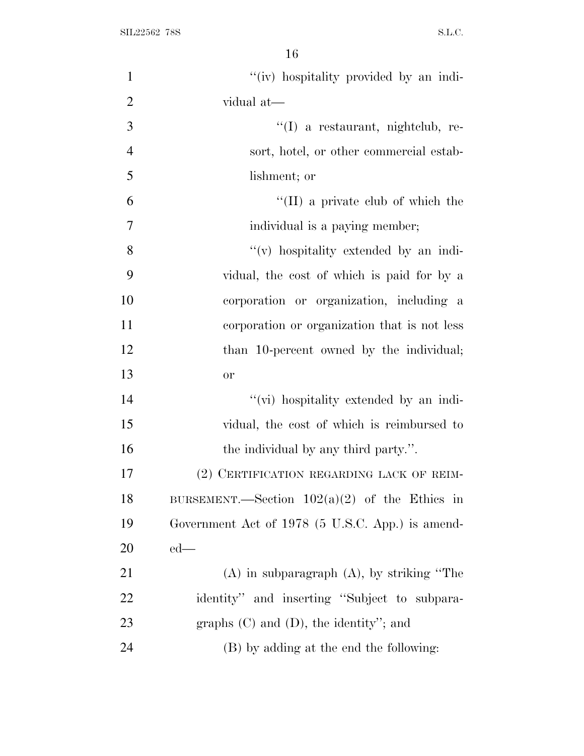''(iv) hospitality provided by an individual at—

''(I) a restaurant, nightclub, resort, hotel, or other commercial establishment; or

''(II) a private club of which the individual is a paying member;

''(v) hospitality extended by an individual, the cost of which is paid for by a corporation or organization, including a corporation or organization that is not less than 10-percent owned by the individual; or

''(vi) hospitality extended by an individual, the cost of which is reimbursed to the individual by any third party.''.

(2) CERTIFICATION REGARDING LACK OF REIMBURSEMENT.—Section 102(a)(2) of the Ethics in Government Act of 1978 (5 U.S.C. App.) is amended—

(A) in subparagraph (A), by striking ''The identity'' and inserting ''Subject to subparagraphs (C) and (D), the identity''; and

(B) by adding at the end the following: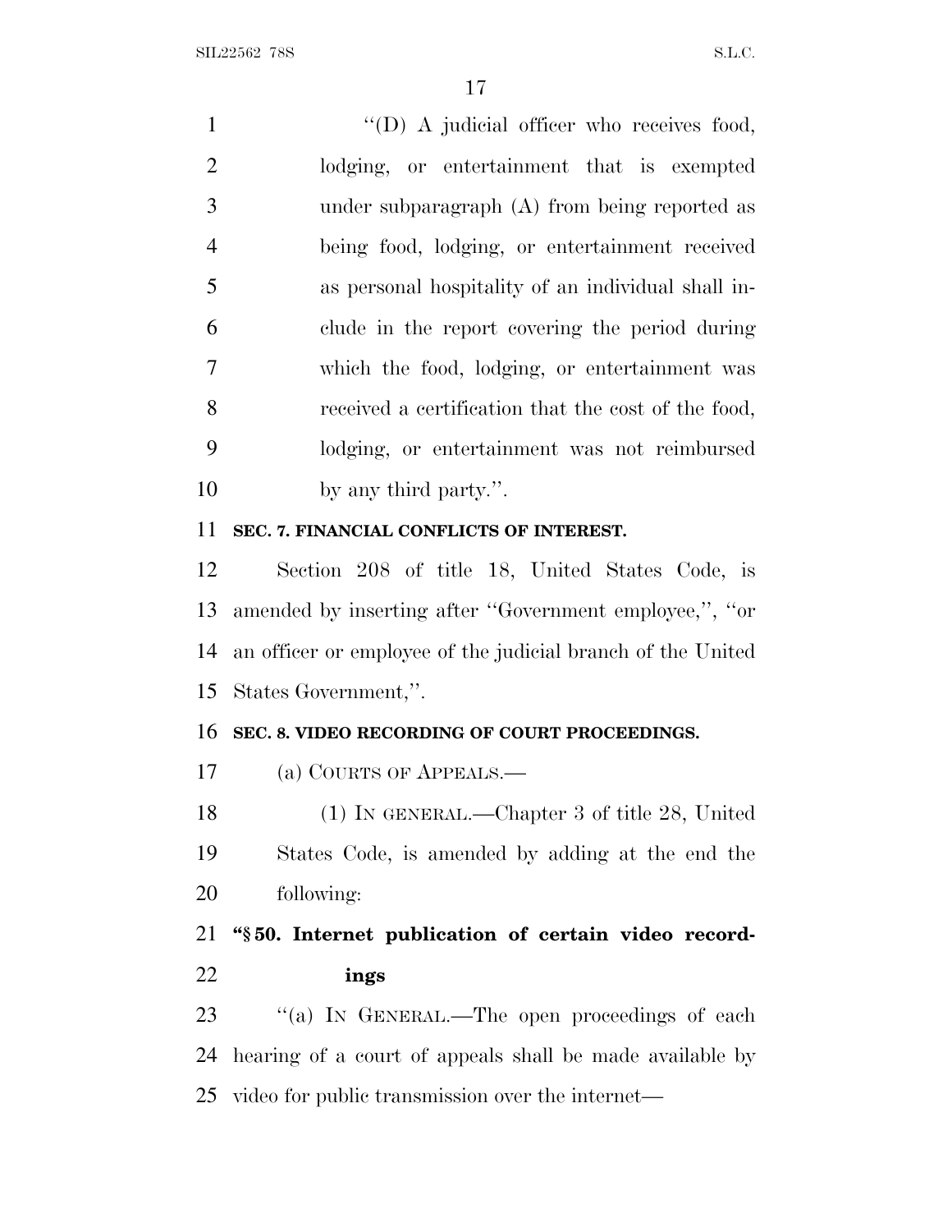"(D) A judicial officer who receives food, lodging, or entertainment that is exempted under subparagraph (A) from being reported as being food, lodging, or entertainment received as personal hospitality of an individual shall include in the report covering the period during which the food, lodging, or entertainment was received a certification that the cost of the food, lodging, or entertainment was not reimbursed by any third party.".

**SEC. 7. FINANCIAL CONFLICTS OF INTEREST.**

Section 208 of title 18, United States Code, is amended by inserting after "Government employee,", "or an officer or employee of the judicial branch of the United States Government,".

**SEC. 8. VIDEO RECORDING OF COURT PROCEEDINGS.**

(a) COURTS OF APPEALS.—

(1) IN GENERAL.—Chapter 3 of title 28, United States Code, is amended by adding at the end the following:

**"§ 50. Internet publication of certain video recordings**

"(a) IN GENERAL.—The open proceedings of each hearing of a court of appeals shall be made available by video for public transmission over the internet—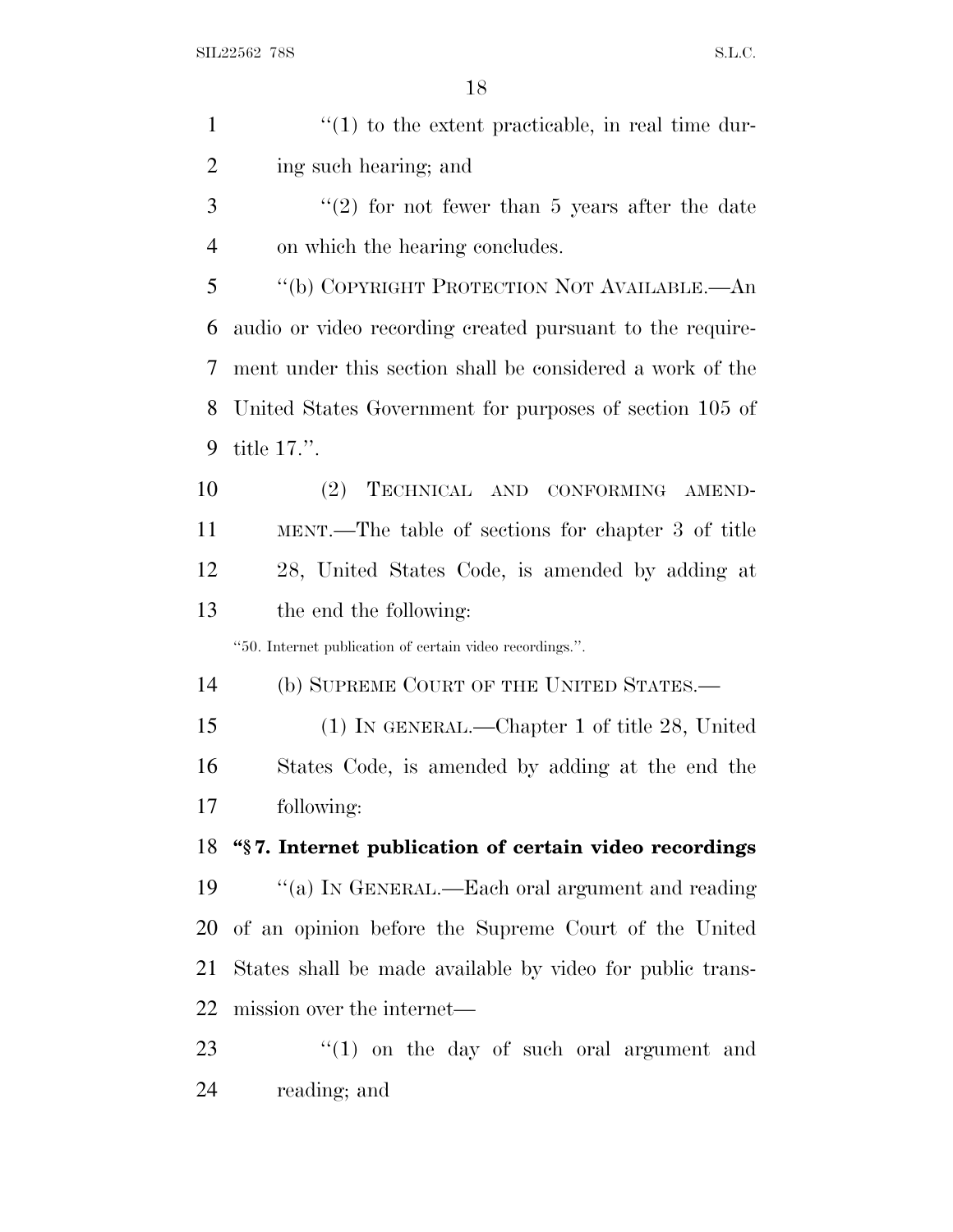"(1) to the extent practicable, in real time during such hearing; and

"(2) for not fewer than 5 years after the date on which the hearing concludes.

"(b) COPYRIGHT PROTECTION NOT AVAILABLE.—An audio or video recording created pursuant to the requirement under this section shall be considered a work of the United States Government for purposes of section 105 of title 17.".

(2) TECHNICAL AND CONFORMING AMENDMENT.—The table of sections for chapter 3 of title 28, United States Code, is amended by adding at the end the following:

"50. Internet publication of certain video recordings.".

(b) SUPREME COURT OF THE UNITED STATES.—

(1) IN GENERAL.—Chapter 1 of title 28, United States Code, is amended by adding at the end the following:

**"§ 7. Internet publication of certain video recordings**

"(a) IN GENERAL.—Each oral argument and reading of an opinion before the Supreme Court of the United States shall be made available by video for public transmission over the internet—

"(1) on the day of such oral argument and reading; and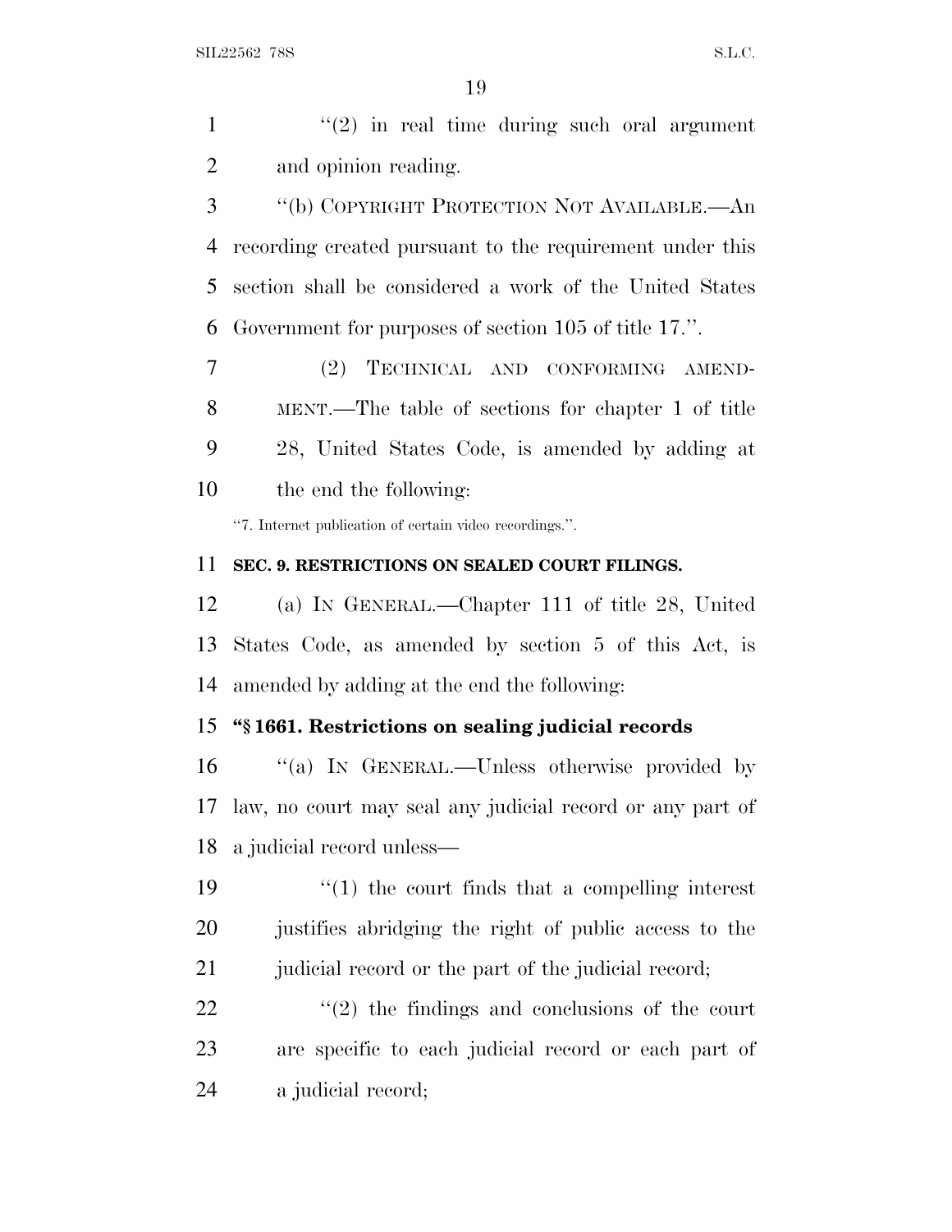"(2) in real time during such oral argument and opinion reading.

"(b) COPYRIGHT PROTECTION NOT AVAILABLE.—An recording created pursuant to the requirement under this section shall be considered a work of the United States Government for purposes of section 105 of title 17.".

(2) TECHNICAL AND CONFORMING AMENDMENT.—The table of sections for chapter 1 of title 28, United States Code, is amended by adding at the end the following:

"7. Internet publication of certain video recordings.".

**SEC. 9. RESTRICTIONS ON SEALED COURT FILINGS.**

(a) IN GENERAL.—Chapter 111 of title 28, United States Code, as amended by section 5 of this Act, is amended by adding at the end the following:

**"§ 1661. Restrictions on sealing judicial records**

"(a) IN GENERAL.—Unless otherwise provided by law, no court may seal any judicial record or any part of a judicial record unless—

"(1) the court finds that a compelling interest justifies abridging the right of public access to the judicial record or the part of the judicial record;

"(2) the findings and conclusions of the court are specific to each judicial record or each part of a judicial record;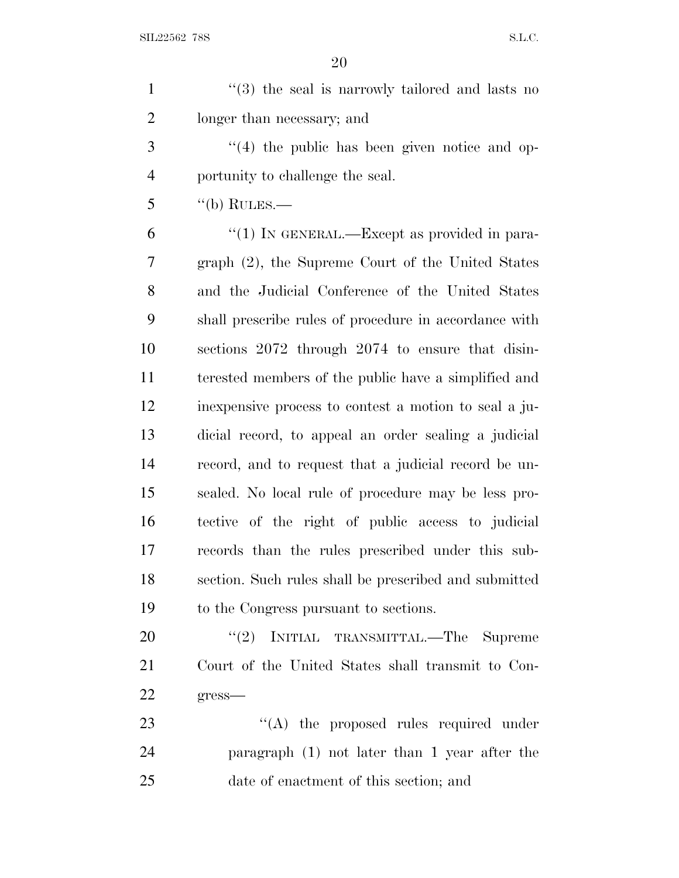''(3) the seal is narrowly tailored and lasts no longer than necessary; and

''(4) the public has been given notice and opportunity to challenge the seal.

''(b) RULES.—

''(1) IN GENERAL.—Except as provided in paragraph (2), the Supreme Court of the United States and the Judicial Conference of the United States shall prescribe rules of procedure in accordance with sections 2072 through 2074 to ensure that disinterested members of the public have a simplified and inexpensive process to contest a motion to seal a judicial record, to appeal an order sealing a judicial record, and to request that a judicial record be unsealed. No local rule of procedure may be less protective of the right of public access to judicial records than the rules prescribed under this subsection. Such rules shall be prescribed and submitted to the Congress pursuant to sections.

''(2) INITIAL TRANSMITTAL.—The Supreme Court of the United States shall transmit to Congress—

''(A) the proposed rules required under paragraph (1) not later than 1 year after the date of enactment of this section; and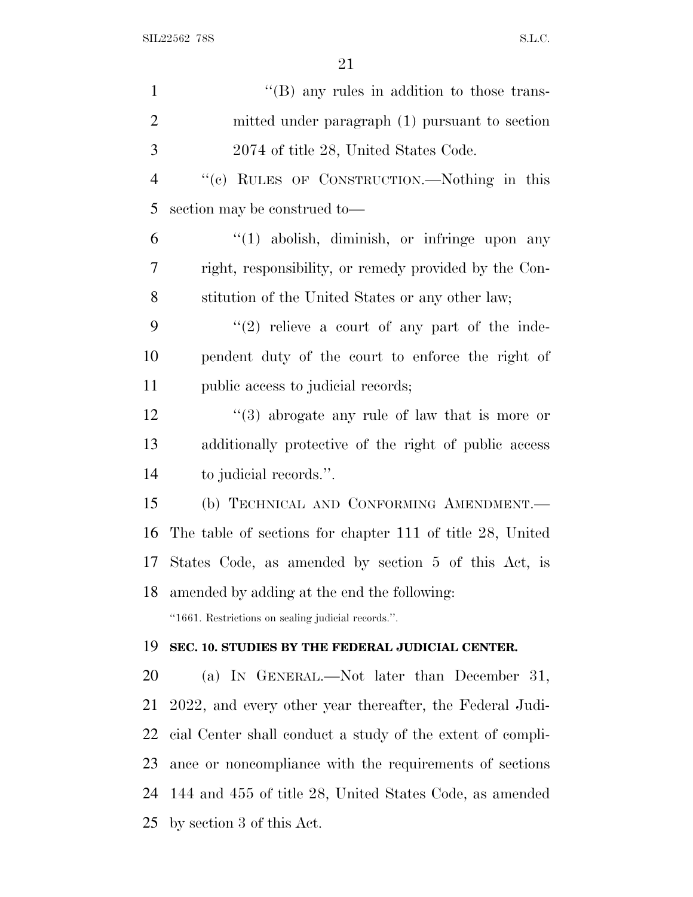"(B) any rules in addition to those transmitted under paragraph (1) pursuant to section 2074 of title 28, United States Code.

"(c) RULES OF CONSTRUCTION.—Nothing in this section may be construed to—

"(1) abolish, diminish, or infringe upon any right, responsibility, or remedy provided by the Constitution of the United States or any other law;

"(2) relieve a court of any part of the independent duty of the court to enforce the right of public access to judicial records;

"(3) abrogate any rule of law that is more or additionally protective of the right of public access to judicial records.".

(b) TECHNICAL AND CONFORMING AMENDMENT.—The table of sections for chapter 111 of title 28, United States Code, as amended by section 5 of this Act, is amended by adding at the end the following:

"1661. Restrictions on sealing judicial records.".

**SEC. 10. STUDIES BY THE FEDERAL JUDICIAL CENTER.**

(a) IN GENERAL.—Not later than December 31, 2022, and every other year thereafter, the Federal Judicial Center shall conduct a study of the extent of compliance or noncompliance with the requirements of sections 144 and 455 of title 28, United States Code, as amended by section 3 of this Act.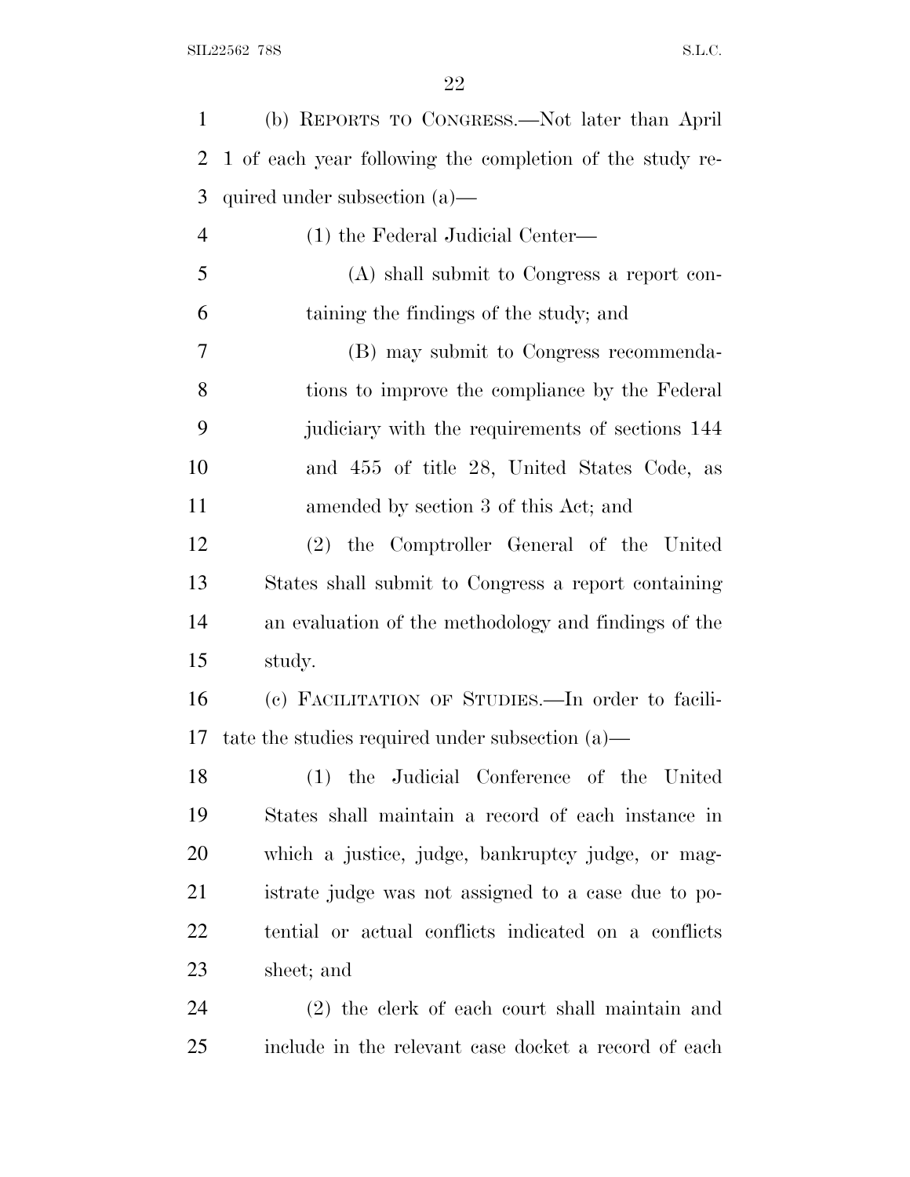(b) REPORTS TO CONGRESS.—Not later than April 1 of each year following the completion of the study required under subsection (a)—

(1) the Federal Judicial Center—

(A) shall submit to Congress a report containing the findings of the study; and

(B) may submit to Congress recommendations to improve the compliance by the Federal judiciary with the requirements of sections 144 and 455 of title 28, United States Code, as amended by section 3 of this Act; and

(2) the Comptroller General of the United States shall submit to Congress a report containing an evaluation of the methodology and findings of the study.

(c) FACILITATION OF STUDIES.—In order to facilitate the studies required under subsection (a)—

(1) the Judicial Conference of the United States shall maintain a record of each instance in which a justice, judge, bankruptcy judge, or magistrate judge was not assigned to a case due to potential or actual conflicts indicated on a conflicts sheet; and

(2) the clerk of each court shall maintain and include in the relevant case docket a record of each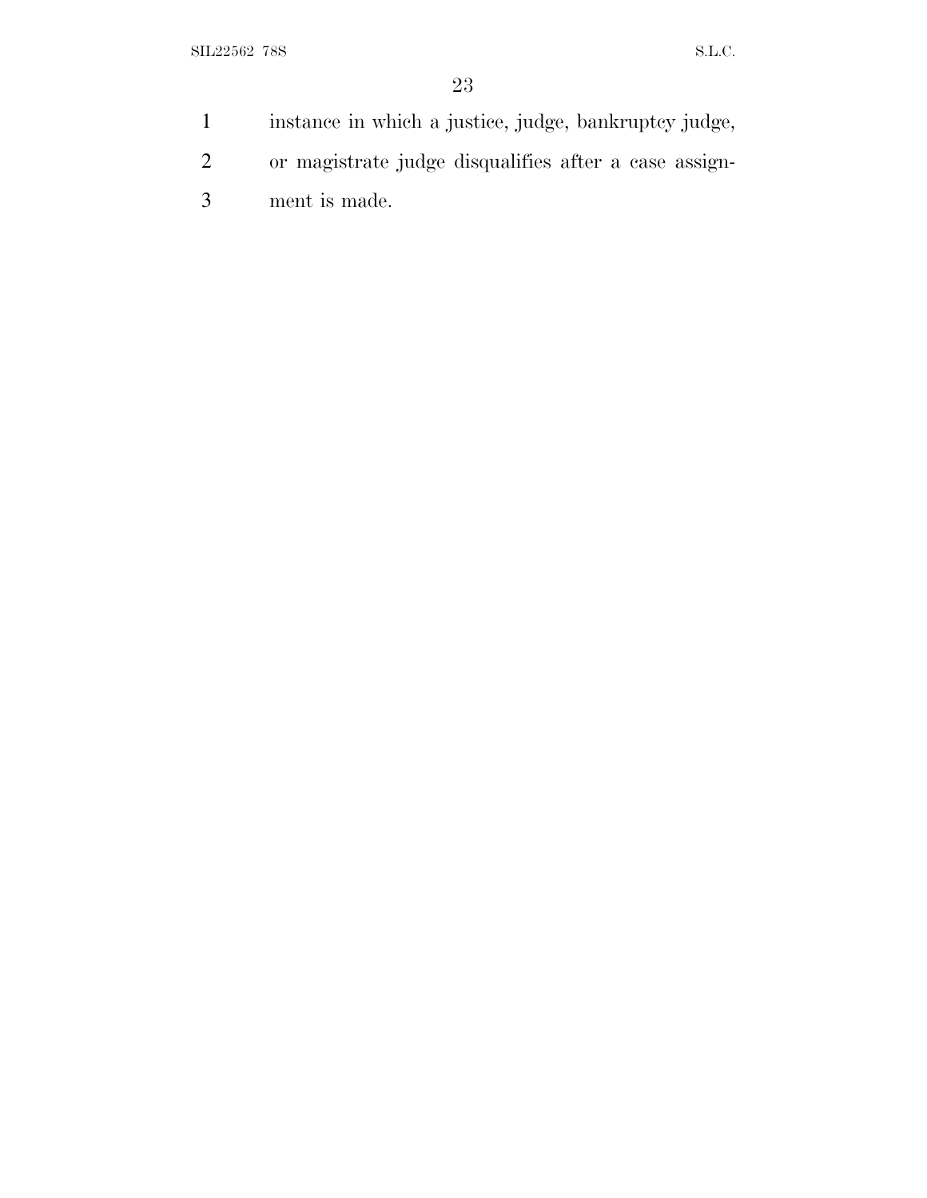instance in which a justice, judge, bankruptcy judge, or magistrate judge disqualifies after a case assignment is made.